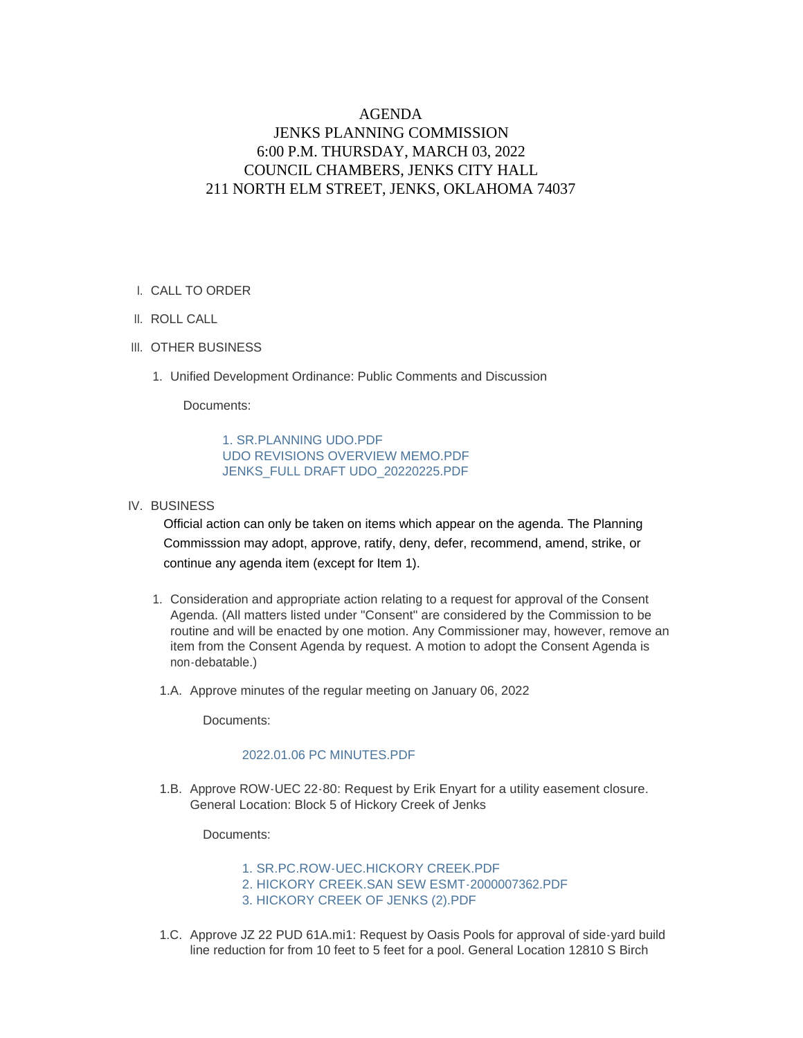# AGENDA
# JENKS PLANNING COMMISSION
## 6:00 P.M. THURSDAY, MARCH 03, 2022
## COUNCIL CHAMBERS, JENKS CITY HALL
## 211 NORTH ELM STREET, JENKS, OKLAHOMA 74037

I. CALL TO ORDER

II. ROLL CALL

III. OTHER BUSINESS

1. Unified Development Ordinance: Public Comments and Discussion

   Documents:

   1. SR.PLANNING UDO.PDF
   UDO REVISIONS OVERVIEW MEMO.PDF
   JENKS_FULL DRAFT UDO_20220225.PDF

IV. BUSINESS

Official action can only be taken on items which appear on the agenda. The Planning Commisssion may adopt, approve, ratify, deny, defer, recommend, amend, strike, or continue any agenda item (except for Item 1).

1. Consideration and appropriate action relating to a request for approval of the Consent Agenda. (All matters listed under "Consent" are considered by the Commission to be routine and will be enacted by one motion. Any Commissioner may, however, remove an item from the Consent Agenda by request. A motion to adopt the Consent Agenda is non-debatable.)

1.A. Approve minutes of the regular meeting on January 06, 2022

   Documents:

   2022.01.06 PC MINUTES.PDF

1.B. Approve ROW-UEC 22-80: Request by Erik Enyart for a utility easement closure. General Location: Block 5 of Hickory Creek of Jenks

   Documents:

   1. SR.PC.ROW-UEC.HICKORY CREEK.PDF
   2. HICKORY CREEK.SAN SEW ESMT-2000007362.PDF
   3. HICKORY CREEK OF JENKS (2).PDF

1.C. Approve JZ 22 PUD 61A.mi1: Request by Oasis Pools for approval of side-yard build line reduction for from 10 feet to 5 feet for a pool. General Location 12810 S Birch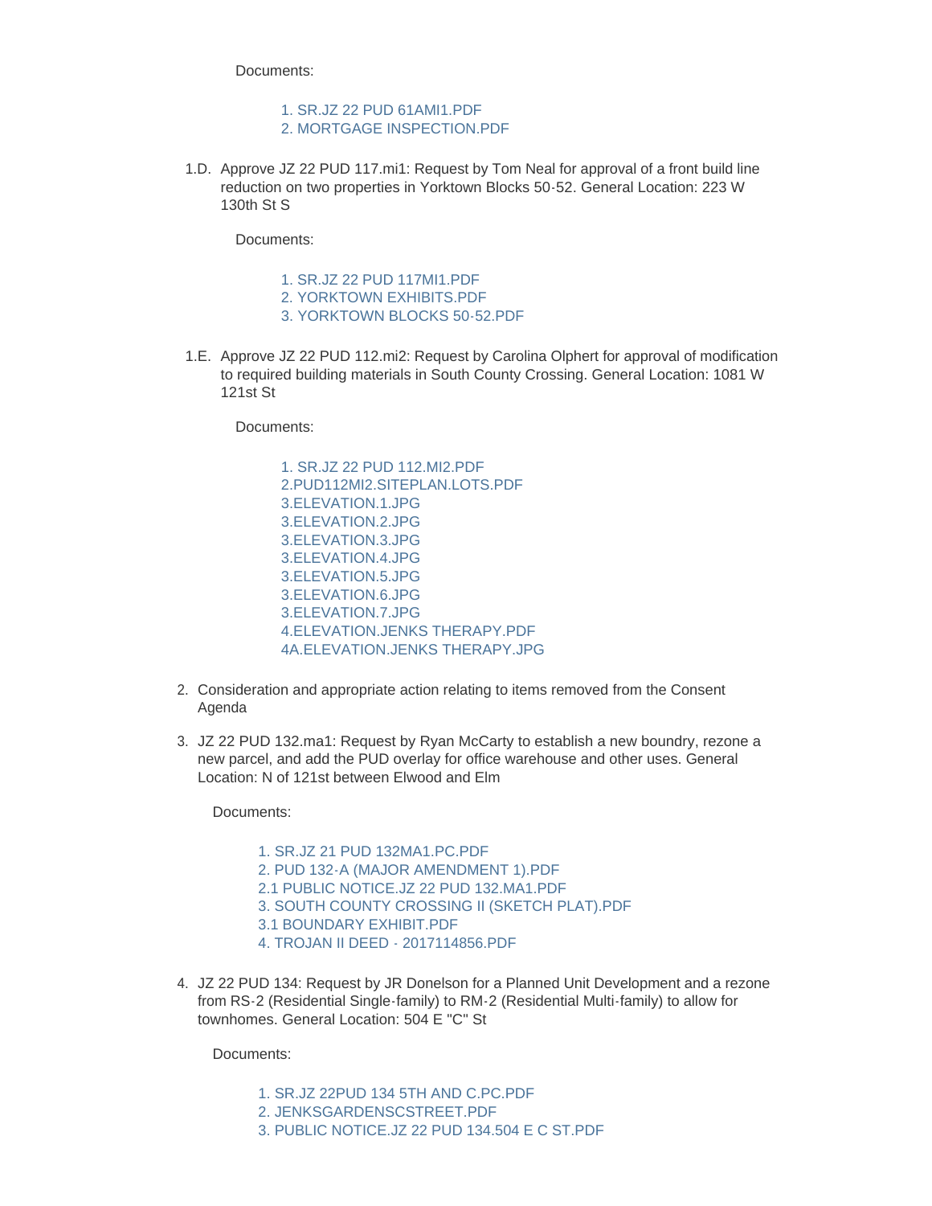Documents:

1. SR.JZ 22 PUD 61AMI1.PDF
2. MORTGAGE INSPECTION.PDF

1.D. Approve JZ 22 PUD 117.mi1: Request by Tom Neal for approval of a front build line reduction on two properties in Yorktown Blocks 50-52. General Location: 223 W 130th St S

Documents:

1. SR.JZ 22 PUD 117MI1.PDF
2. YORKTOWN EXHIBITS.PDF
3. YORKTOWN BLOCKS 50-52.PDF

1.E. Approve JZ 22 PUD 112.mi2: Request by Carolina Olphert for approval of modification to required building materials in South County Crossing. General Location: 1081 W 121st St

Documents:

1. SR.JZ 22 PUD 112.MI2.PDF
2.PUD112MI2.SITEPLAN.LOTS.PDF
3.ELEVATION.1.JPG
3.ELEVATION.2.JPG
3.ELEVATION.3.JPG
3.ELEVATION.4.JPG
3.ELEVATION.5.JPG
3.ELEVATION.6.JPG
3.ELEVATION.7.JPG
4.ELEVATION.JENKS THERAPY.PDF
4A.ELEVATION.JENKS THERAPY.JPG

2. Consideration and appropriate action relating to items removed from the Consent Agenda

3. JZ 22 PUD 132.ma1: Request by Ryan McCarty to establish a new boundry, rezone a new parcel, and add the PUD overlay for office warehouse and other uses. General Location: N of 121st between Elwood and Elm

   Documents:

   1. SR.JZ 21 PUD 132MA1.PC.PDF
   2. PUD 132-A (MAJOR AMENDMENT 1).PDF
   2.1 PUBLIC NOTICE.JZ 22 PUD 132.MA1.PDF
   3. SOUTH COUNTY CROSSING II (SKETCH PLAT).PDF
   3.1 BOUNDARY EXHIBIT.PDF
   4. TROJAN II DEED - 2017114856.PDF

4. JZ 22 PUD 134: Request by JR Donelson for a Planned Unit Development and a rezone from RS-2 (Residential Single-family) to RM-2 (Residential Multi-family) to allow for townhomes. General Location: 504 E "C" St

   Documents:

   1. SR.JZ 22PUD 134 5TH AND C.PC.PDF
   2. JENKSGARDENSCSTREET.PDF
   3. PUBLIC NOTICE.JZ 22 PUD 134.504 E C ST.PDF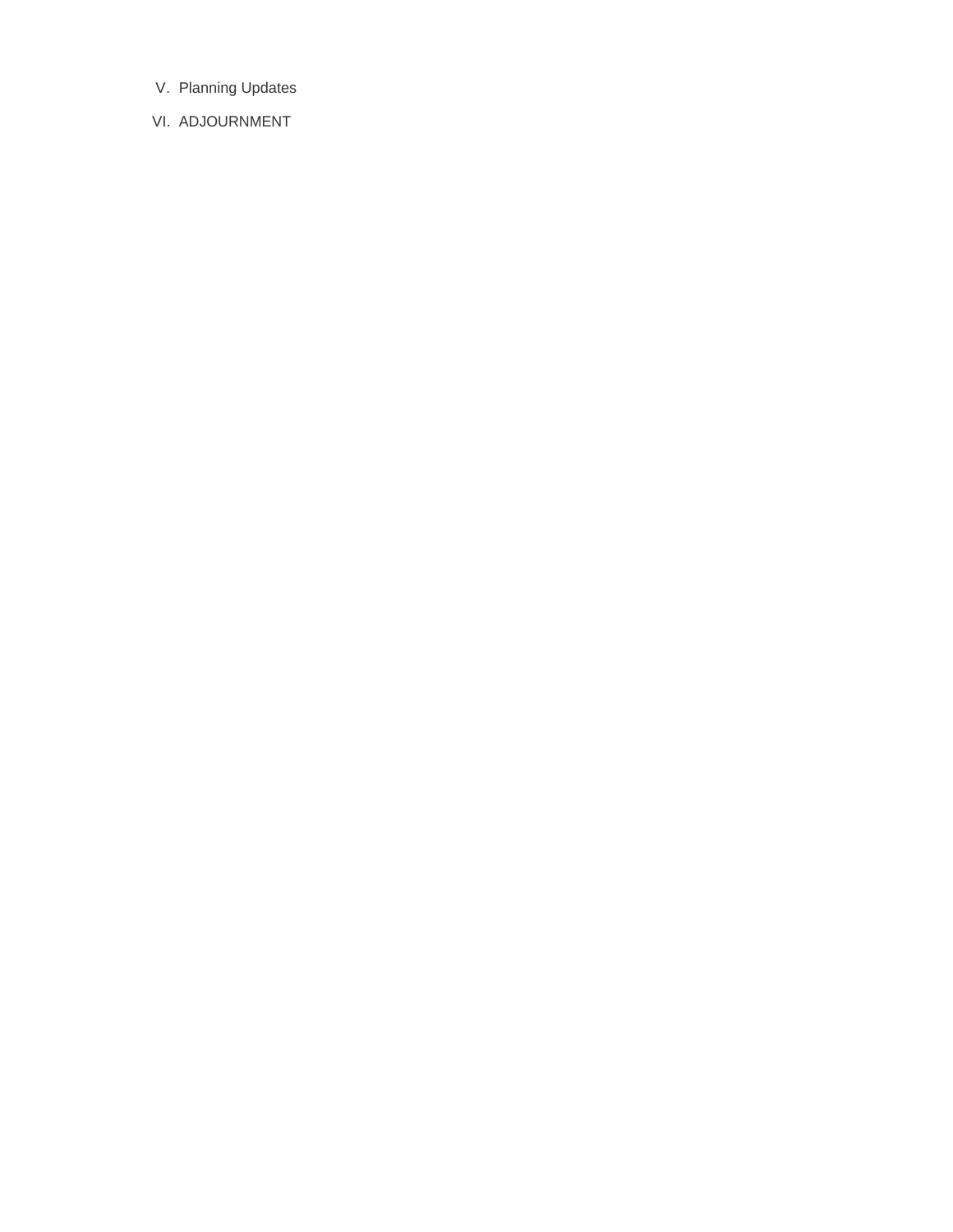V. Planning Updates

VI. ADJOURNMENT